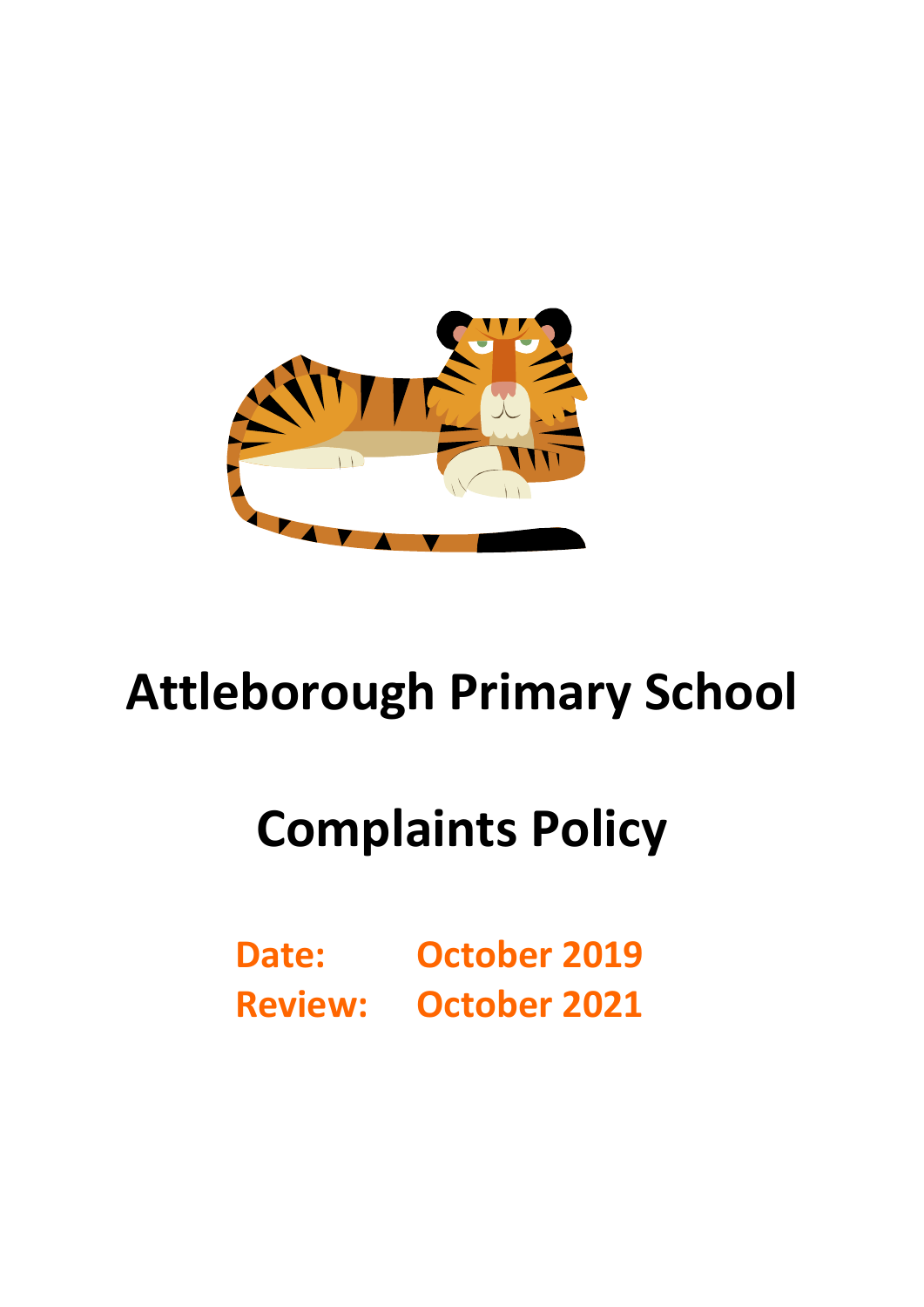# Attleborough Primary School

# Complaints Policy

**Date:** October 2019
**Review:** October 2021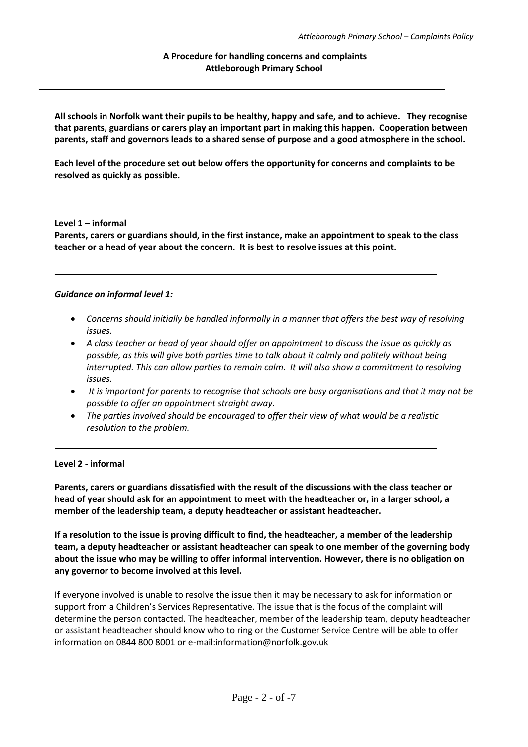**A Procedure for handling concerns and complaints**
**Attleborough Primary School**

---

**All schools in Norfolk want their pupils to be healthy, happy and safe, and to achieve. They recognise that parents, guardians or carers play an important part in making this happen. Cooperation between parents, staff and governors leads to a shared sense of purpose and a good atmosphere in the school.**

**Each level of the procedure set out below offers the opportunity for concerns and complaints to be resolved as quickly as possible.**

---

**Level 1 – informal**

**Parents, carers or guardians should, in the first instance, make an appointment to speak to the class teacher or a head of year about the concern. It is best to resolve issues at this point.**

---

***Guidance on informal level 1:***

- *Concerns should initially be handled informally in a manner that offers the best way of resolving issues.*
- *A class teacher or head of year should offer an appointment to discuss the issue as quickly as possible, as this will give both parties time to talk about it calmly and politely without being interrupted. This can allow parties to remain calm. It will also show a commitment to resolving issues.*
- *It is important for parents to recognise that schools are busy organisations and that it may not be possible to offer an appointment straight away.*
- *The parties involved should be encouraged to offer their view of what would be a realistic resolution to the problem.*

---

**Level 2 - informal**

**Parents, carers or guardians dissatisfied with the result of the discussions with the class teacher or head of year should ask for an appointment to meet with the headteacher or, in a larger school, a member of the leadership team, a deputy headteacher or assistant headteacher.**

**If a resolution to the issue is proving difficult to find, the headteacher, a member of the leadership team, a deputy headteacher or assistant headteacher can speak to one member of the governing body about the issue who may be willing to offer informal intervention. However, there is no obligation on any governor to become involved at this level.**

If everyone involved is unable to resolve the issue then it may be necessary to ask for information or support from a Children's Services Representative. The issue that is the focus of the complaint will determine the person contacted. The headteacher, member of the leadership team, deputy headteacher or assistant headteacher should know who to ring or the Customer Service Centre will be able to offer information on 0844 800 8001 or e-mail:information@norfolk.gov.uk

---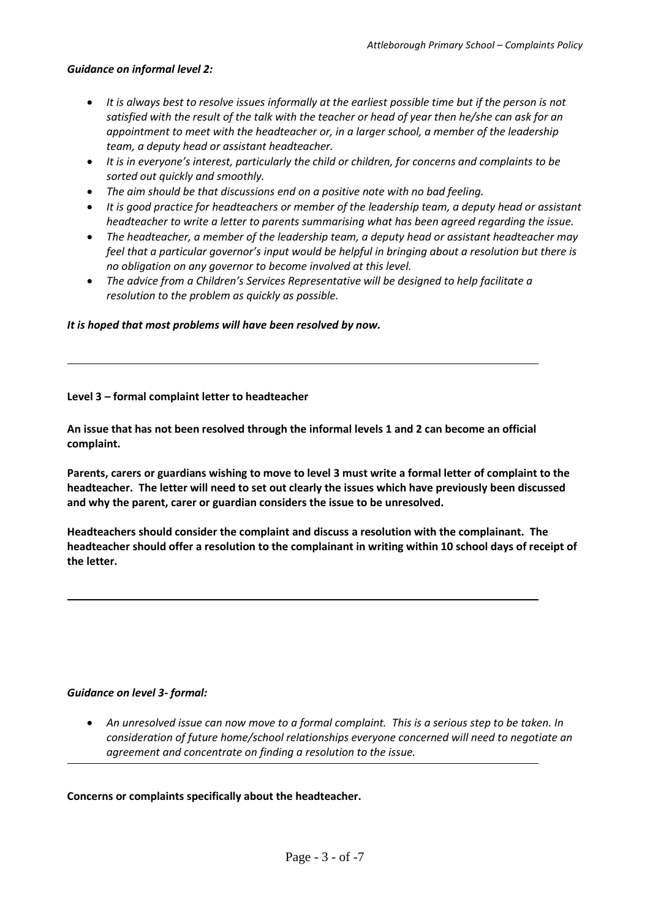***Guidance on informal level 2:***

- *It is always best to resolve issues informally at the earliest possible time but if the person is not satisfied with the result of the talk with the teacher or head of year then he/she can ask for an appointment to meet with the headteacher or, in a larger school, a member of the leadership team, a deputy head or assistant headteacher.*
- *It is in everyone's interest, particularly the child or children, for concerns and complaints to be sorted out quickly and smoothly.*
- *The aim should be that discussions end on a positive note with no bad feeling.*
- *It is good practice for headteachers or member of the leadership team, a deputy head or assistant headteacher to write a letter to parents summarising what has been agreed regarding the issue.*
- *The headteacher, a member of the leadership team, a deputy head or assistant headteacher may feel that a particular governor's input would be helpful in bringing about a resolution but there is no obligation on any governor to become involved at this level.*
- *The advice from a Children's Services Representative will be designed to help facilitate a resolution to the problem as quickly as possible.*

***It is hoped that most problems will have been resolved by now.***

---

**Level 3 – formal complaint letter to headteacher**

**An issue that has not been resolved through the informal levels 1 and 2 can become an official complaint.**

**Parents, carers or guardians wishing to move to level 3 must write a formal letter of complaint to the headteacher. The letter will need to set out clearly the issues which have previously been discussed and why the parent, carer or guardian considers the issue to be unresolved.**

**Headteachers should consider the complaint and discuss a resolution with the complainant. The headteacher should offer a resolution to the complainant in writing within 10 school days of receipt of the letter.**

---

***Guidance on level 3- formal:***

- *An unresolved issue can now move to a formal complaint. This is a serious step to be taken. In consideration of future home/school relationships everyone concerned will need to negotiate an agreement and concentrate on finding a resolution to the issue.*

---

**Concerns or complaints specifically about the headteacher.**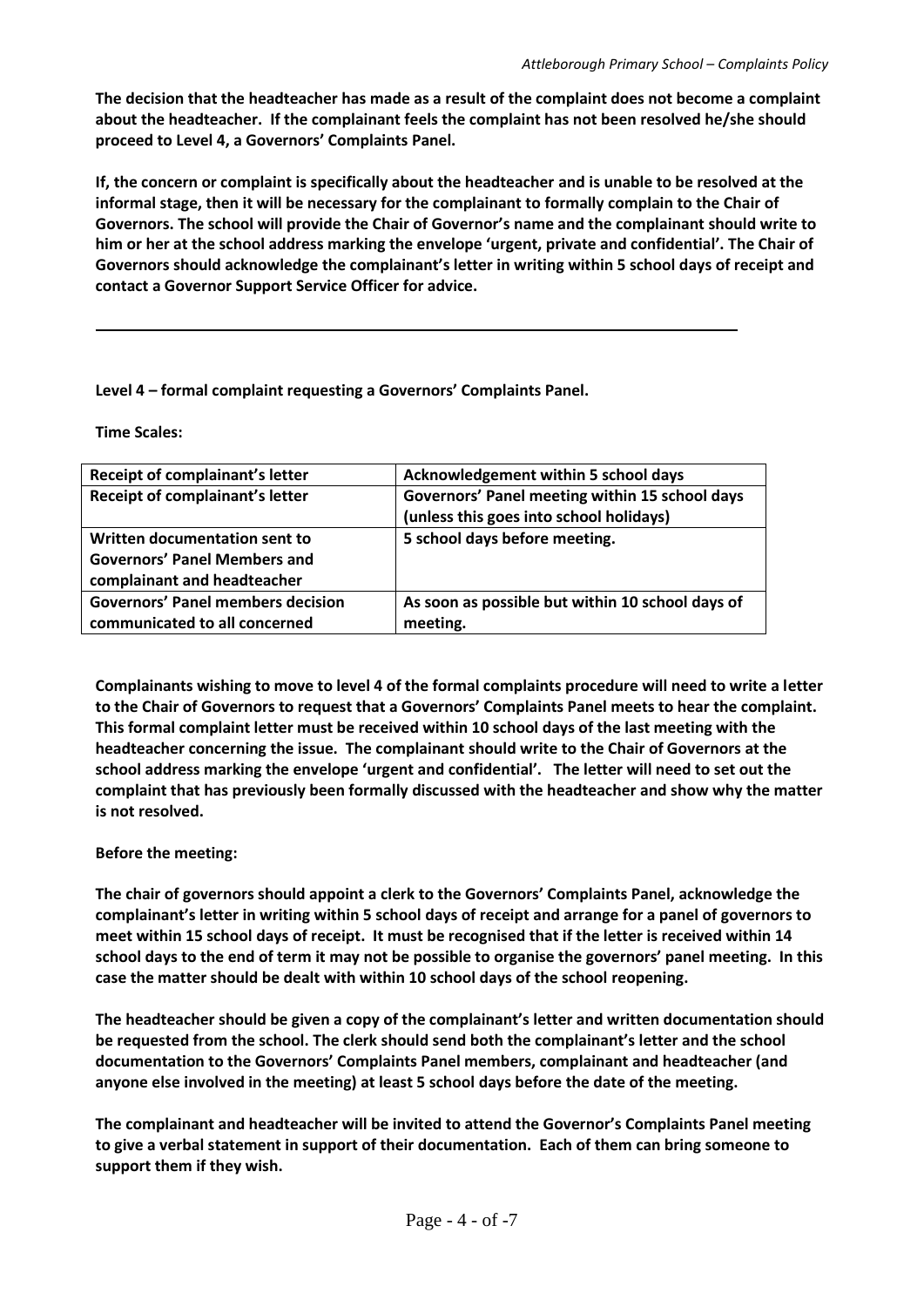**The decision that the headteacher has made as a result of the complaint does not become a complaint about the headteacher. If the complainant feels the complaint has not been resolved he/she should proceed to Level 4, a Governors' Complaints Panel.**

**If, the concern or complaint is specifically about the headteacher and is unable to be resolved at the informal stage, then it will be necessary for the complainant to formally complain to the Chair of Governors. The school will provide the Chair of Governor's name and the complainant should write to him or her at the school address marking the envelope 'urgent, private and confidential'. The Chair of Governors should acknowledge the complainant's letter in writing within 5 school days of receipt and contact a Governor Support Service Officer for advice.**

---

**Level 4 – formal complaint requesting a Governors' Complaints Panel.**

**Time Scales:**

| Receipt of complainant's letter | Acknowledgement within 5 school days |
|---|---|
| Receipt of complainant's letter | Governors' Panel meeting within 15 school days (unless this goes into school holidays) |
| Written documentation sent to Governors' Panel Members and complainant and headteacher | 5 school days before meeting. |
| Governors' Panel members decision communicated to all concerned | As soon as possible but within 10 school days of meeting. |

**Complainants wishing to move to level 4 of the formal complaints procedure will need to write a letter to the Chair of Governors to request that a Governors' Complaints Panel meets to hear the complaint. This formal complaint letter must be received within 10 school days of the last meeting with the headteacher concerning the issue. The complainant should write to the Chair of Governors at the school address marking the envelope 'urgent and confidential'. The letter will need to set out the complaint that has previously been formally discussed with the headteacher and show why the matter is not resolved.**

**Before the meeting:**

**The chair of governors should appoint a clerk to the Governors' Complaints Panel, acknowledge the complainant's letter in writing within 5 school days of receipt and arrange for a panel of governors to meet within 15 school days of receipt. It must be recognised that if the letter is received within 14 school days to the end of term it may not be possible to organise the governors' panel meeting. In this case the matter should be dealt with within 10 school days of the school reopening.**

**The headteacher should be given a copy of the complainant's letter and written documentation should be requested from the school. The clerk should send both the complainant's letter and the school documentation to the Governors' Complaints Panel members, complainant and headteacher (and anyone else involved in the meeting) at least 5 school days before the date of the meeting.**

**The complainant and headteacher will be invited to attend the Governor's Complaints Panel meeting to give a verbal statement in support of their documentation. Each of them can bring someone to support them if they wish.**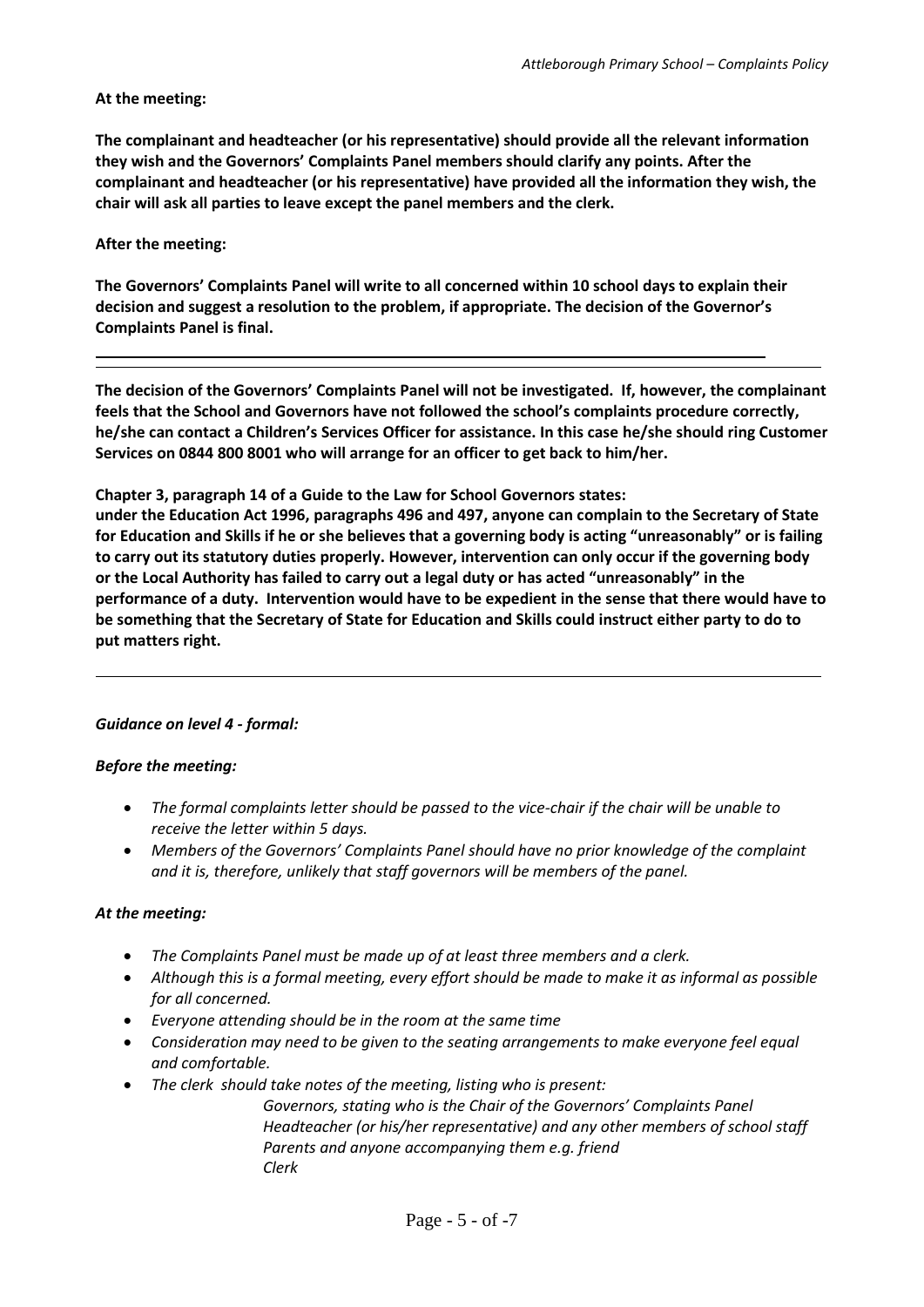**At the meeting:**

**The complainant and headteacher (or his representative) should provide all the relevant information they wish and the Governors' Complaints Panel members should clarify any points. After the complainant and headteacher (or his representative) have provided all the information they wish, the chair will ask all parties to leave except the panel members and the clerk.**

**After the meeting:**

**The Governors' Complaints Panel will write to all concerned within 10 school days to explain their decision and suggest a resolution to the problem, if appropriate. The decision of the Governor's Complaints Panel is final.**

---

**The decision of the Governors' Complaints Panel will not be investigated. If, however, the complainant feels that the School and Governors have not followed the school's complaints procedure correctly, he/she can contact a Children's Services Officer for assistance. In this case he/she should ring Customer Services on 0844 800 8001 who will arrange for an officer to get back to him/her.**

**Chapter 3, paragraph 14 of a Guide to the Law for School Governors states:**
**under the Education Act 1996, paragraphs 496 and 497, anyone can complain to the Secretary of State for Education and Skills if he or she believes that a governing body is acting "unreasonably" or is failing to carry out its statutory duties properly. However, intervention can only occur if the governing body or the Local Authority has failed to carry out a legal duty or has acted "unreasonably" in the performance of a duty. Intervention would have to be expedient in the sense that there would have to be something that the Secretary of State for Education and Skills could instruct either party to do to put matters right.**

---

***Guidance on level 4 - formal:***

***Before the meeting:***

- *The formal complaints letter should be passed to the vice-chair if the chair will be unable to receive the letter within 5 days.*
- *Members of the Governors' Complaints Panel should have no prior knowledge of the complaint and it is, therefore, unlikely that staff governors will be members of the panel.*

***At the meeting:***

- *The Complaints Panel must be made up of at least three members and a clerk.*
- *Although this is a formal meeting, every effort should be made to make it as informal as possible for all concerned.*
- *Everyone attending should be in the room at the same time*
- *Consideration may need to be given to the seating arrangements to make everyone feel equal and comfortable.*
- *The clerk should take notes of the meeting, listing who is present:*
  - *Governors, stating who is the Chair of the Governors' Complaints Panel*
  - *Headteacher (or his/her representative) and any other members of school staff*
  - *Parents and anyone accompanying them e.g. friend*
  - *Clerk*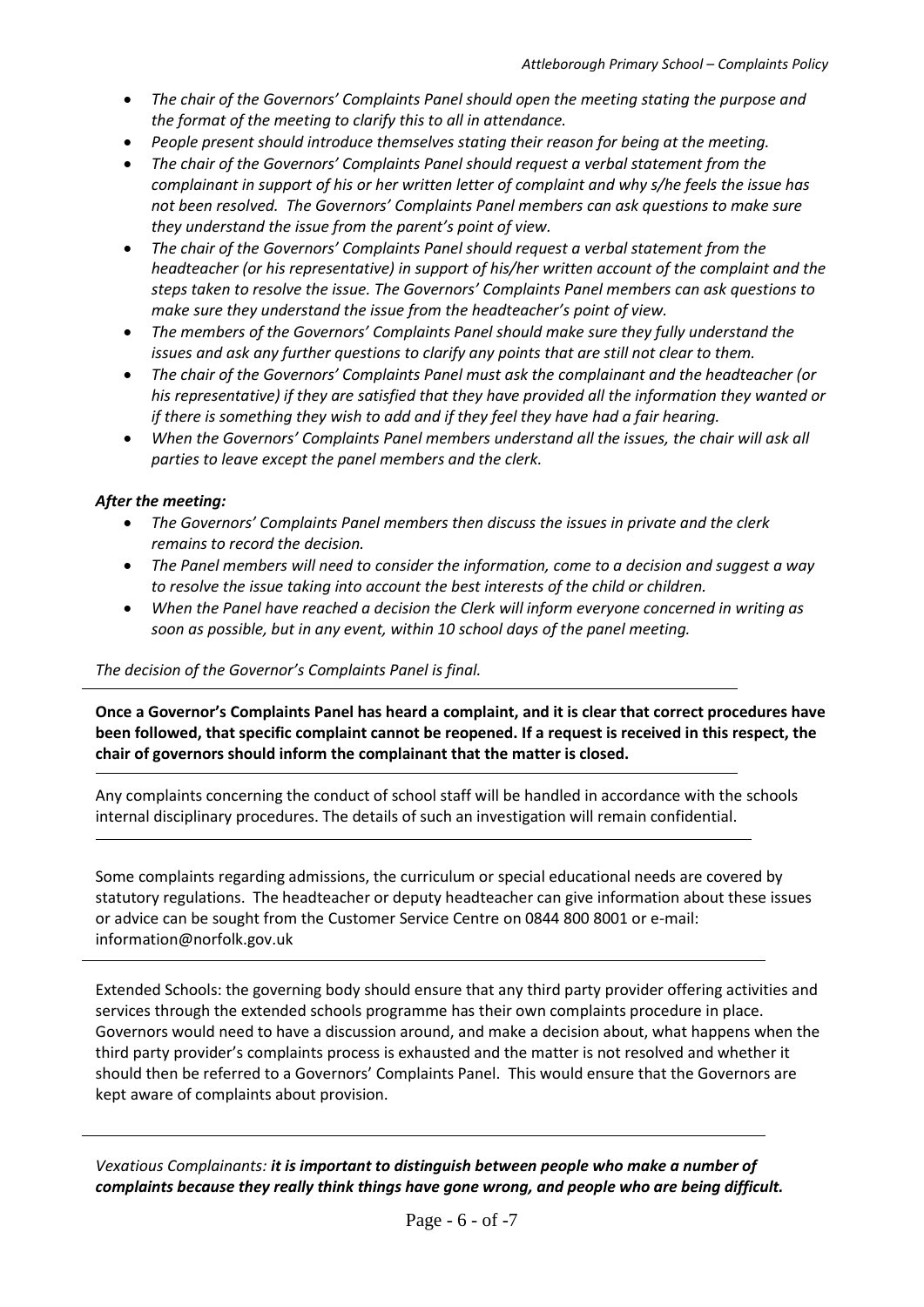- *The chair of the Governors' Complaints Panel should open the meeting stating the purpose and the format of the meeting to clarify this to all in attendance.*
- *People present should introduce themselves stating their reason for being at the meeting.*
- *The chair of the Governors' Complaints Panel should request a verbal statement from the complainant in support of his or her written letter of complaint and why s/he feels the issue has not been resolved. The Governors' Complaints Panel members can ask questions to make sure they understand the issue from the parent's point of view.*
- *The chair of the Governors' Complaints Panel should request a verbal statement from the headteacher (or his representative) in support of his/her written account of the complaint and the steps taken to resolve the issue. The Governors' Complaints Panel members can ask questions to make sure they understand the issue from the headteacher's point of view.*
- *The members of the Governors' Complaints Panel should make sure they fully understand the issues and ask any further questions to clarify any points that are still not clear to them.*
- *The chair of the Governors' Complaints Panel must ask the complainant and the headteacher (or his representative) if they are satisfied that they have provided all the information they wanted or if there is something they wish to add and if they feel they have had a fair hearing.*
- *When the Governors' Complaints Panel members understand all the issues, the chair will ask all parties to leave except the panel members and the clerk.*

***After the meeting:***

- *The Governors' Complaints Panel members then discuss the issues in private and the clerk remains to record the decision.*
- *The Panel members will need to consider the information, come to a decision and suggest a way to resolve the issue taking into account the best interests of the child or children.*
- *When the Panel have reached a decision the Clerk will inform everyone concerned in writing as soon as possible, but in any event, within 10 school days of the panel meeting.*

*The decision of the Governor's Complaints Panel is final.*

---

**Once a Governor's Complaints Panel has heard a complaint, and it is clear that correct procedures have been followed, that specific complaint cannot be reopened. If a request is received in this respect, the chair of governors should inform the complainant that the matter is closed.**

---

Any complaints concerning the conduct of school staff will be handled in accordance with the schools internal disciplinary procedures. The details of such an investigation will remain confidential.

---

Some complaints regarding admissions, the curriculum or special educational needs are covered by statutory regulations. The headteacher or deputy headteacher can give information about these issues or advice can be sought from the Customer Service Centre on 0844 800 8001 or e-mail: information@norfolk.gov.uk

---

Extended Schools: the governing body should ensure that any third party provider offering activities and services through the extended schools programme has their own complaints procedure in place. Governors would need to have a discussion around, and make a decision about, what happens when the third party provider's complaints process is exhausted and the matter is not resolved and whether it should then be referred to a Governors' Complaints Panel. This would ensure that the Governors are kept aware of complaints about provision.

---

*Vexatious Complainants: **it is important to distinguish between people who make a number of complaints because they really think things have gone wrong, and people who are being difficult.***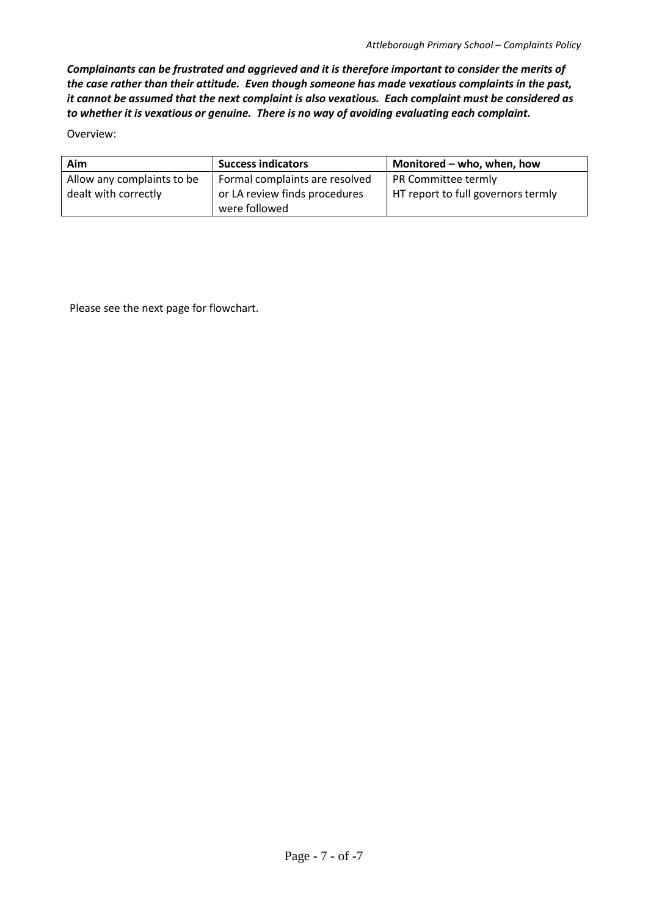***Complainants can be frustrated and aggrieved and it is therefore important to consider the merits of the case rather than their attitude. Even though someone has made vexatious complaints in the past, it cannot be assumed that the next complaint is also vexatious. Each complaint must be considered as to whether it is vexatious or genuine. There is no way of avoiding evaluating each complaint.***

Overview:

| Aim | Success indicators | Monitored – who, when, how |
|---|---|---|
| Allow any complaints to be dealt with correctly | Formal complaints are resolved or LA review finds procedures were followed | PR Committee termly<br>HT report to full governors termly |

Please see the next page for flowchart.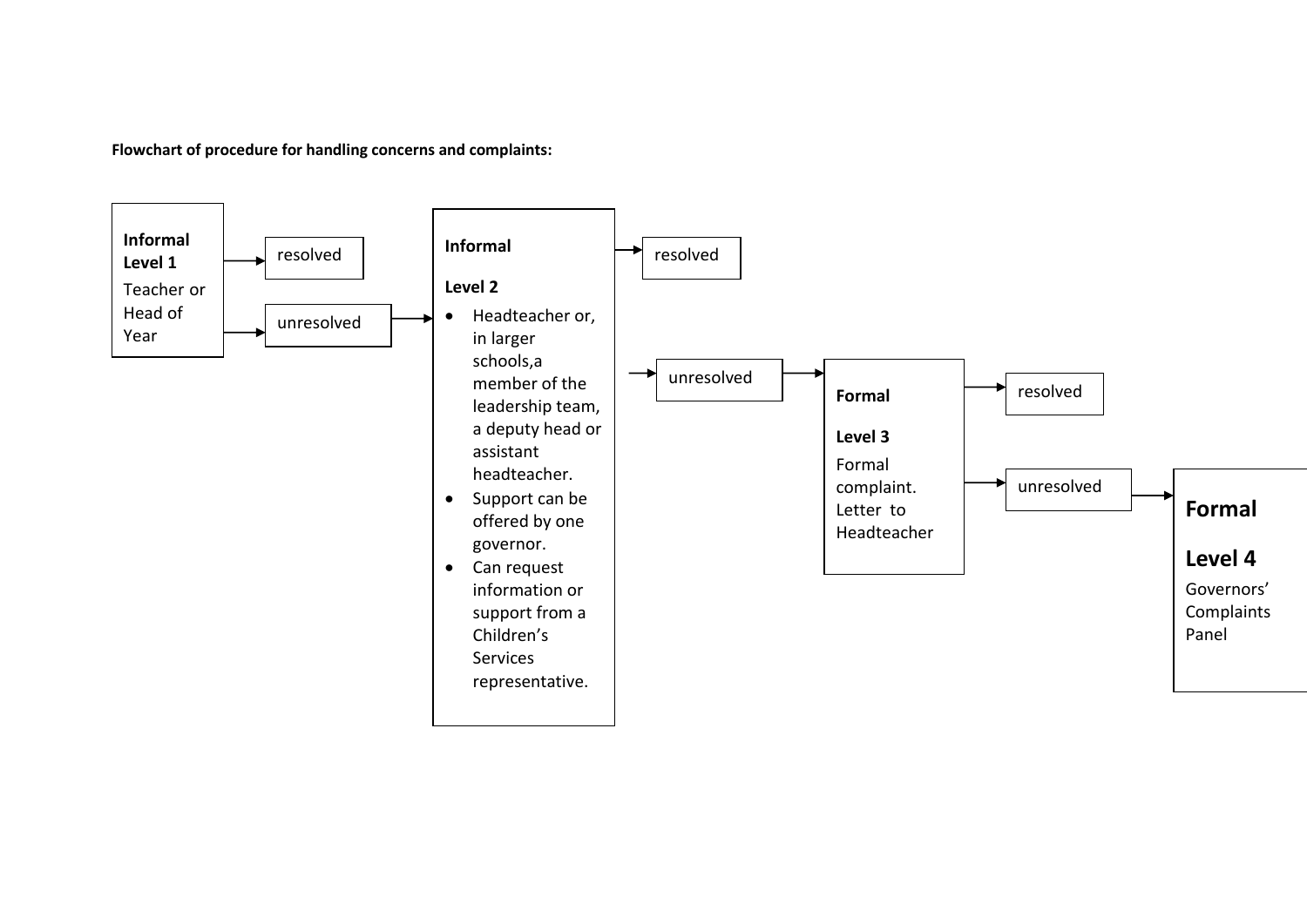**Flowchart of procedure for handling concerns and complaints:**

**Informal Level 1**
Teacher or Head of Year

resolved

unresolved

**Informal**

**Level 2**

- Headteacher or, in larger schools,a member of the leadership team, a deputy head or assistant headteacher.
- Support can be offered by one governor.
- Can request information or support from a Children's Services representative.

resolved

unresolved

**Formal**

**Level 3**
Formal complaint. Letter to Headteacher

resolved

unresolved

**Formal**

**Level 4**
Governors' Complaints Panel